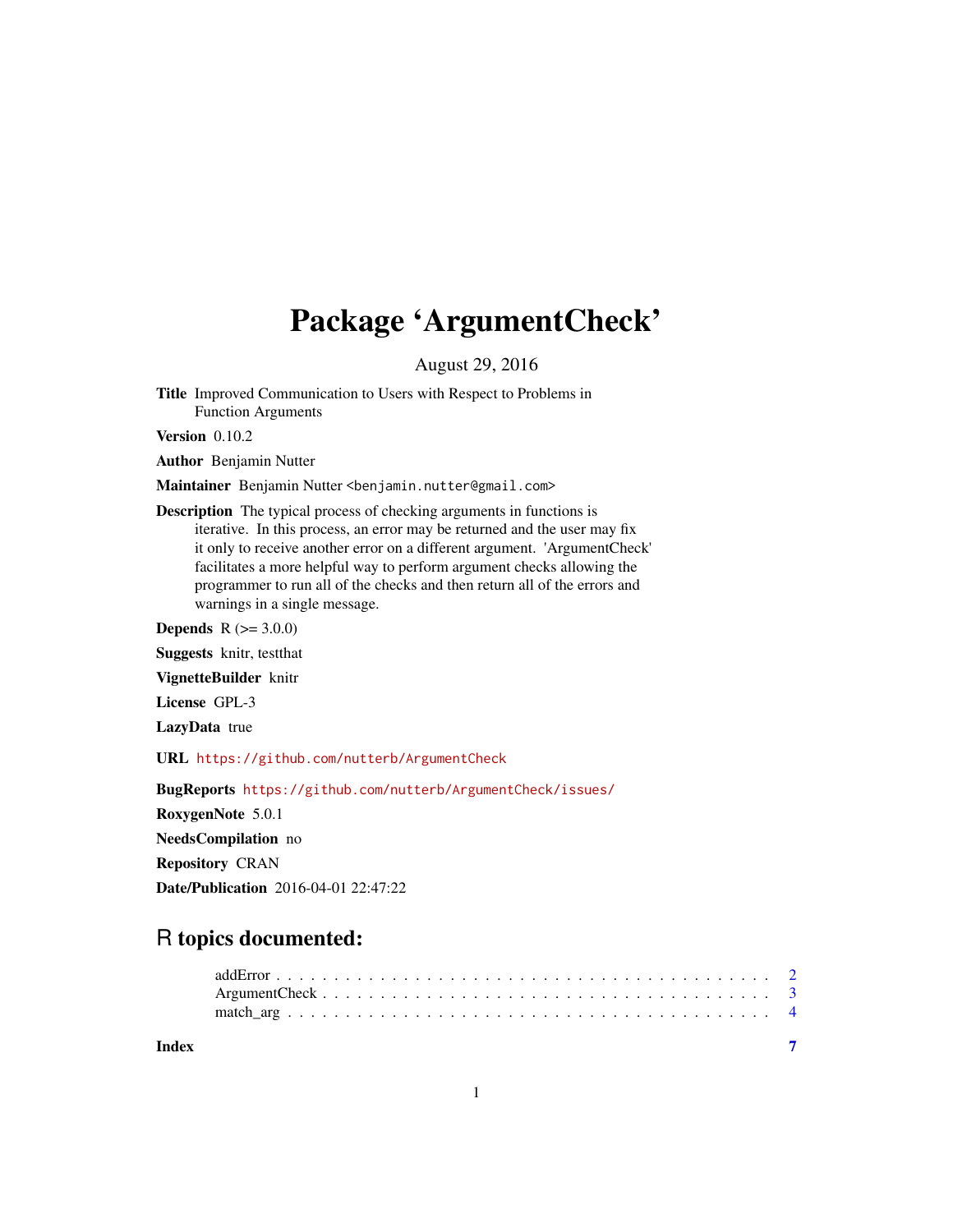# Package 'ArgumentCheck'

August 29, 2016

**Title** Improved Communication to Users with Respect to Problems in Function Arguments

**Version** 0.10.2

**Author** Benjamin Nutter

**Maintainer** Benjamin Nutter <benjamin.nutter@gmail.com>

**Description** The typical process of checking arguments in functions is iterative. In this process, an error may be returned and the user may fix it only to receive another error on a different argument. 'ArgumentCheck' facilitates a more helpful way to perform argument checks allowing the programmer to run all of the checks and then return all of the errors and warnings in a single message.

**Depends** R (>= 3.0.0)

**Suggests** knitr, testthat

**VignetteBuilder** knitr

**License** GPL-3

**LazyData** true

**URL** https://github.com/nutterb/ArgumentCheck

**BugReports** https://github.com/nutterb/ArgumentCheck/issues/

**RoxygenNote** 5.0.1

**NeedsCompilation** no

**Repository** CRAN

**Date/Publication** 2016-04-01 22:47:22

## R topics documented:

| | |
|---|---|
| addError | 2 |
| ArgumentCheck | 3 |
| match_arg | 4 |
| **Index** | **7** |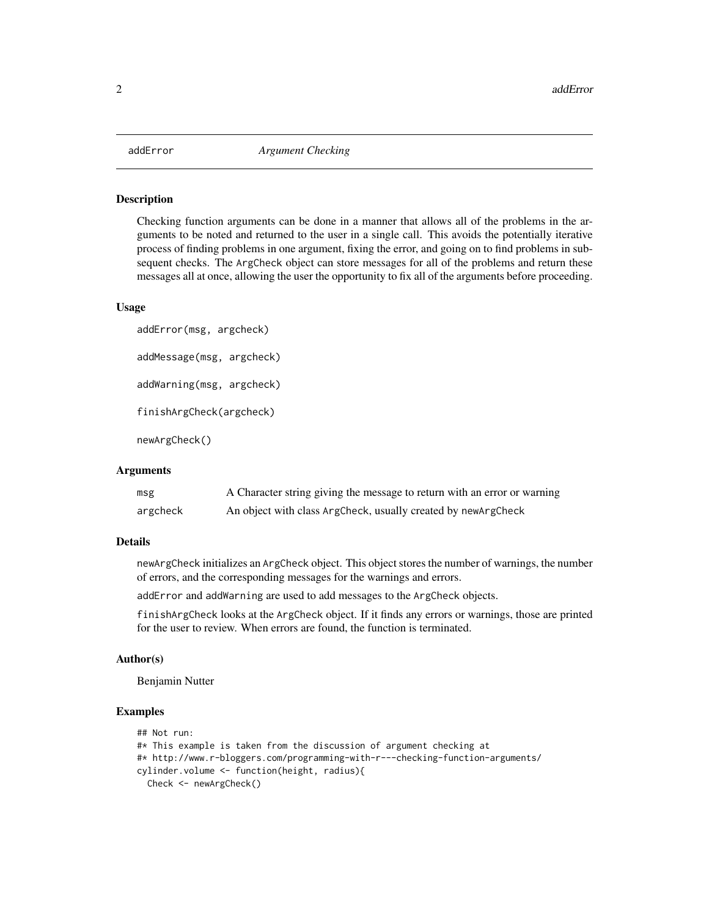addError *Argument Checking*

### Description

Checking function arguments can be done in a manner that allows all of the problems in the arguments to be noted and returned to the user in a single call. This avoids the potentially iterative process of finding problems in one argument, fixing the error, and going on to find problems in subsequent checks. The ArgCheck object can store messages for all of the problems and return these messages all at once, allowing the user the opportunity to fix all of the arguments before proceeding.

### Usage

```
addError(msg, argcheck)

addMessage(msg, argcheck)

addWarning(msg, argcheck)

finishArgCheck(argcheck)

newArgCheck()
```

### Arguments

| | |
|---|---|
| msg | A Character string giving the message to return with an error or warning |
| argcheck | An object with class ArgCheck, usually created by newArgCheck |

### Details

newArgCheck initializes an ArgCheck object. This object stores the number of warnings, the number of errors, and the corresponding messages for the warnings and errors.

addError and addWarning are used to add messages to the ArgCheck objects.

finishArgCheck looks at the ArgCheck object. If it finds any errors or warnings, those are printed for the user to review. When errors are found, the function is terminated.

### Author(s)

Benjamin Nutter

### Examples

```
## Not run:
#* This example is taken from the discussion of argument checking at
#* http://www.r-bloggers.com/programming-with-r---checking-function-arguments/
cylinder.volume <- function(height, radius){
  Check <- newArgCheck()
```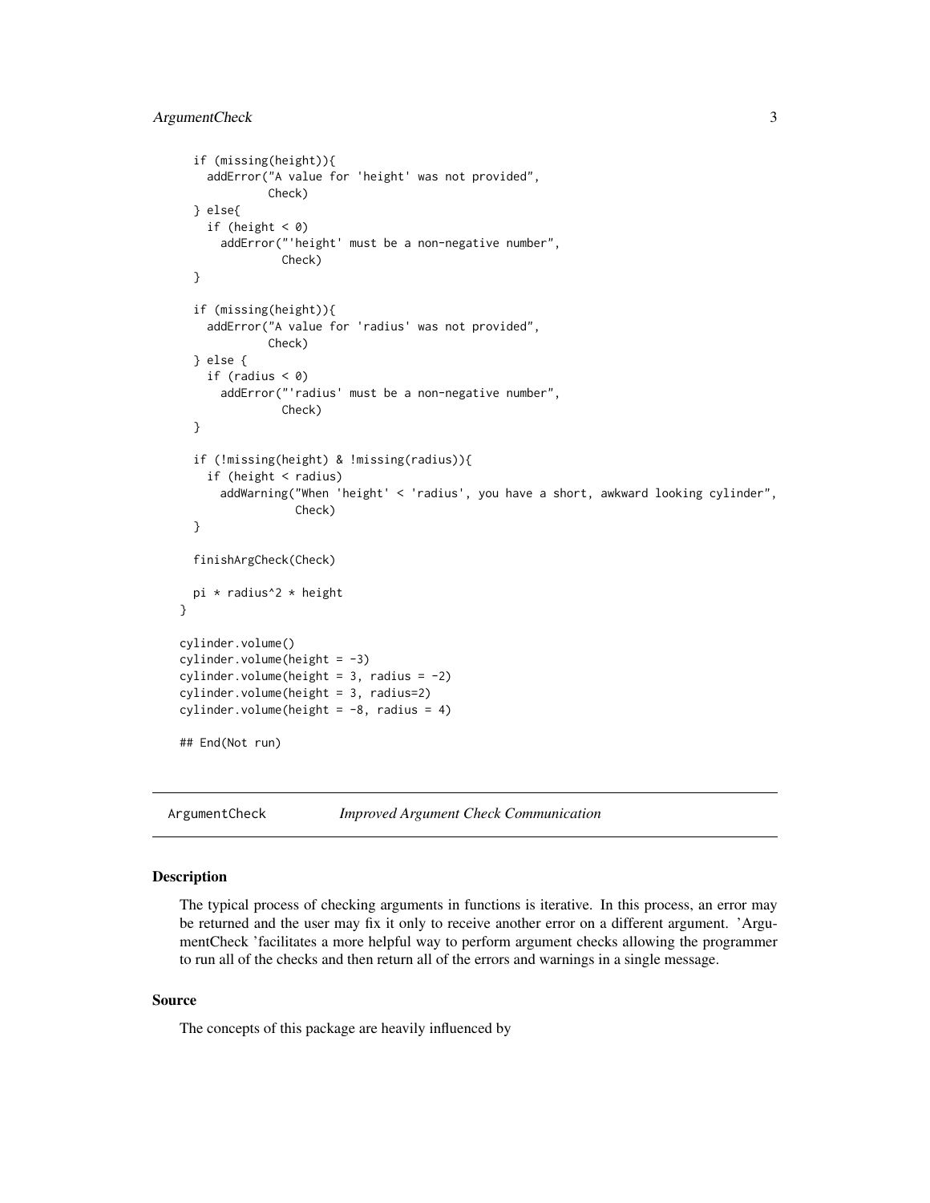```
  if (missing(height)){
    addError("A value for 'height' was not provided",
             Check)
  } else{
    if (height < 0)
      addError("'height' must be a non-negative number",
               Check)
  }

  if (missing(height)){
    addError("A value for 'radius' was not provided",
             Check)
  } else {
    if (radius < 0)
      addError("'radius' must be a non-negative number",
               Check)
  }

  if (!missing(height) & !missing(radius)){
    if (height < radius)
      addWarning("When 'height' < 'radius', you have a short, awkward looking cylinder",
                 Check)
  }

  finishArgCheck(Check)

  pi * radius^2 * height
}

cylinder.volume()
cylinder.volume(height = -3)
cylinder.volume(height = 3, radius = -2)
cylinder.volume(height = 3, radius=2)
cylinder.volume(height = -8, radius = 4)

## End(Not run)
```

---

`ArgumentCheck` *Improved Argument Check Communication*

---

### Description

The typical process of checking arguments in functions is iterative. In this process, an error may be returned and the user may fix it only to receive another error on a different argument. 'ArgumentCheck 'facilitates a more helpful way to perform argument checks allowing the programmer to run all of the checks and then return all of the errors and warnings in a single message.

### Source

The concepts of this package are heavily influenced by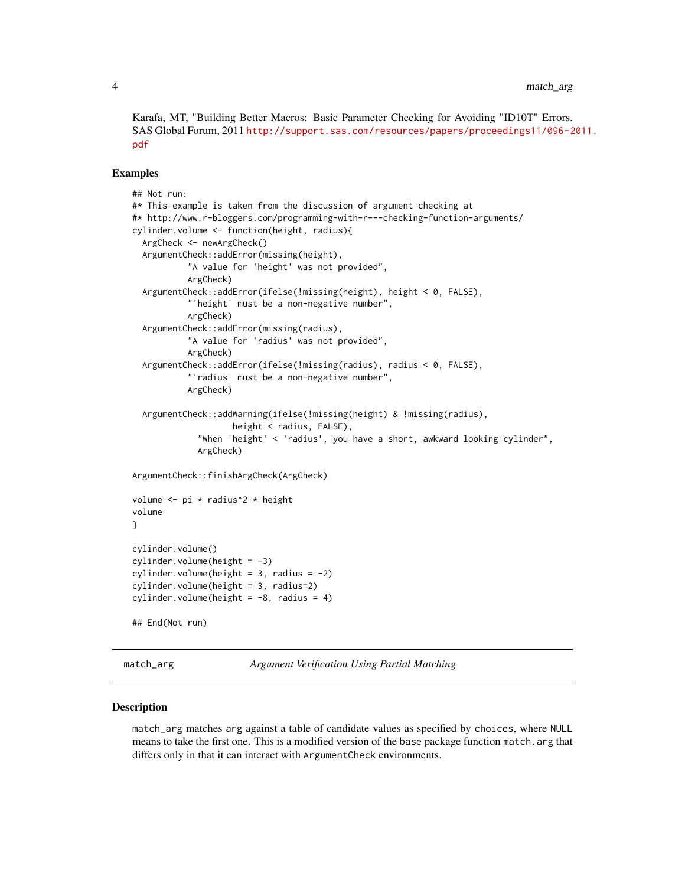Karafa, MT, "Building Better Macros: Basic Parameter Checking for Avoiding "ID10T" Errors. SAS Global Forum, 2011 http://support.sas.com/resources/papers/proceedings11/096-2011.pdf

### Examples

```
## Not run:
#* This example is taken from the discussion of argument checking at
#* http://www.r-bloggers.com/programming-with-r---checking-function-arguments/
cylinder.volume <- function(height, radius){
  ArgCheck <- newArgCheck()
  ArgumentCheck::addError(missing(height),
           "A value for 'height' was not provided",
           ArgCheck)
  ArgumentCheck::addError(ifelse(!missing(height), height < 0, FALSE),
           "'height' must be a non-negative number",
           ArgCheck)
  ArgumentCheck::addError(missing(radius),
           "A value for 'radius' was not provided",
           ArgCheck)
  ArgumentCheck::addError(ifelse(!missing(radius), radius < 0, FALSE),
           "'radius' must be a non-negative number",
           ArgCheck)

  ArgumentCheck::addWarning(ifelse(!missing(height) & !missing(radius),
                     height < radius, FALSE),
             "When 'height' < 'radius', you have a short, awkward looking cylinder",
             ArgCheck)

ArgumentCheck::finishArgCheck(ArgCheck)

volume <- pi * radius^2 * height
volume
}

cylinder.volume()
cylinder.volume(height = -3)
cylinder.volume(height = 3, radius = -2)
cylinder.volume(height = 3, radius=2)
cylinder.volume(height = -8, radius = 4)

## End(Not run)
```

---

## match_arg — *Argument Verification Using Partial Matching*

### Description

match_arg matches arg against a table of candidate values as specified by choices, where NULL means to take the first one. This is a modified version of the base package function match.arg that differs only in that it can interact with ArgumentCheck environments.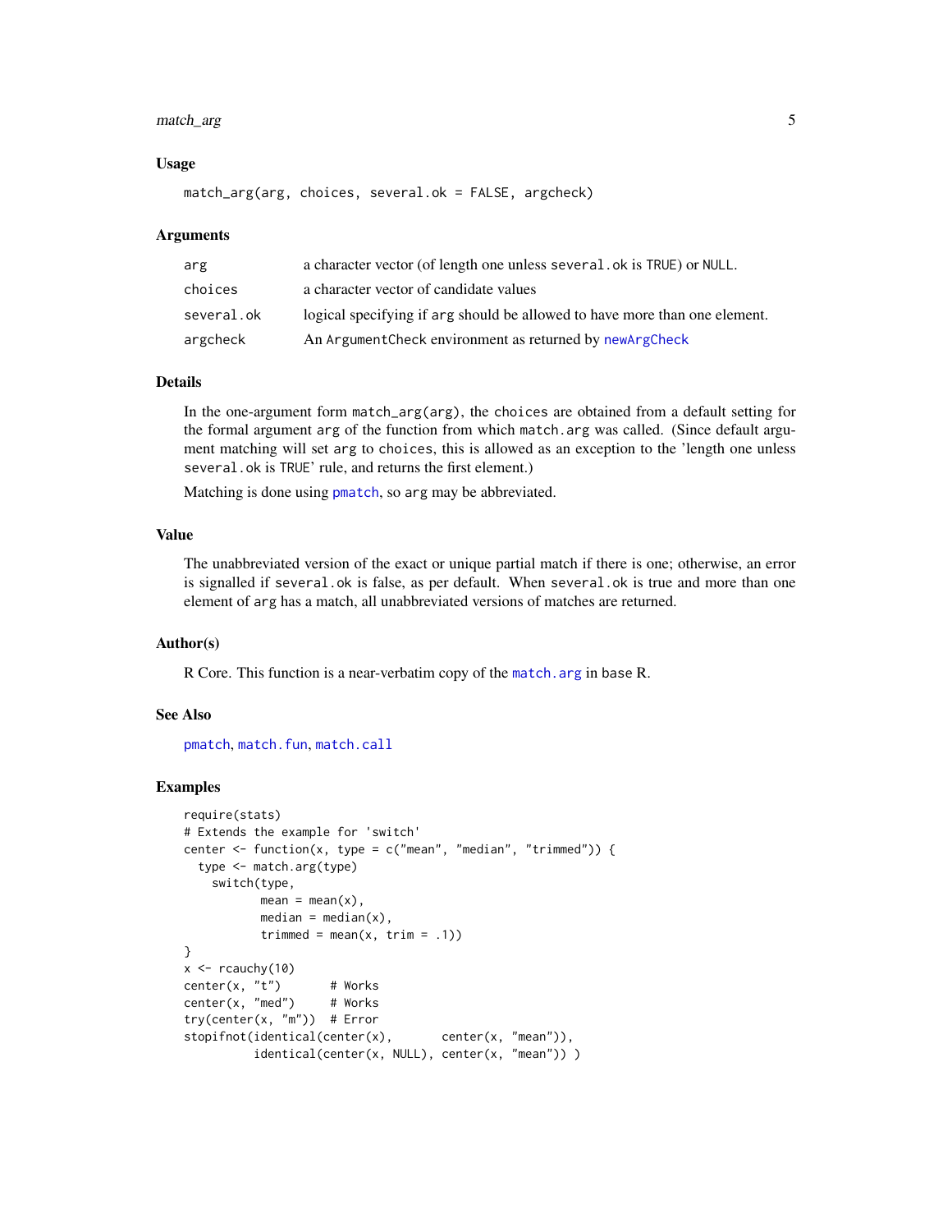## Usage

```
match_arg(arg, choices, several.ok = FALSE, argcheck)
```

## Arguments

| | |
|---|---|
| `arg` | a character vector (of length one unless `several.ok` is `TRUE`) or `NULL`. |
| `choices` | a character vector of candidate values |
| `several.ok` | logical specifying if `arg` should be allowed to have more than one element. |
| `argcheck` | An `ArgumentCheck` environment as returned by `newArgCheck` |

## Details

In the one-argument form `match_arg(arg)`, the `choices` are obtained from a default setting for the formal argument `arg` of the function from which `match.arg` was called. (Since default argument matching will set `arg` to `choices`, this is allowed as an exception to the 'length one unless `several.ok` is `TRUE`' rule, and returns the first element.)

Matching is done using `pmatch`, so `arg` may be abbreviated.

## Value

The unabbreviated version of the exact or unique partial match if there is one; otherwise, an error is signalled if `several.ok` is false, as per default. When `several.ok` is true and more than one element of `arg` has a match, all unabbreviated versions of matches are returned.

## Author(s)

R Core. This function is a near-verbatim copy of the `match.arg` in base R.

## See Also

`pmatch`, `match.fun`, `match.call`

## Examples

```
require(stats)
# Extends the example for 'switch'
center <- function(x, type = c("mean", "median", "trimmed")) {
  type <- match.arg(type)
    switch(type,
           mean = mean(x),
           median = median(x),
           trimmed = mean(x, trim = .1))
}
x <- rcauchy(10)
center(x, "t")       # Works
center(x, "med")     # Works
try(center(x, "m"))  # Error
stopifnot(identical(center(x),       center(x, "mean")),
          identical(center(x, NULL), center(x, "mean")) )
```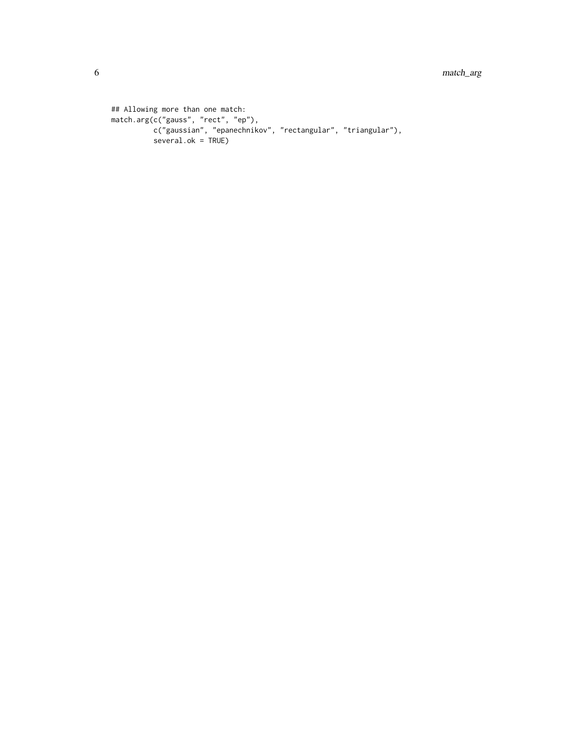```
## Allowing more than one match:
match.arg(c("gauss", "rect", "ep"),
          c("gaussian", "epanechnikov", "rectangular", "triangular"),
          several.ok = TRUE)
```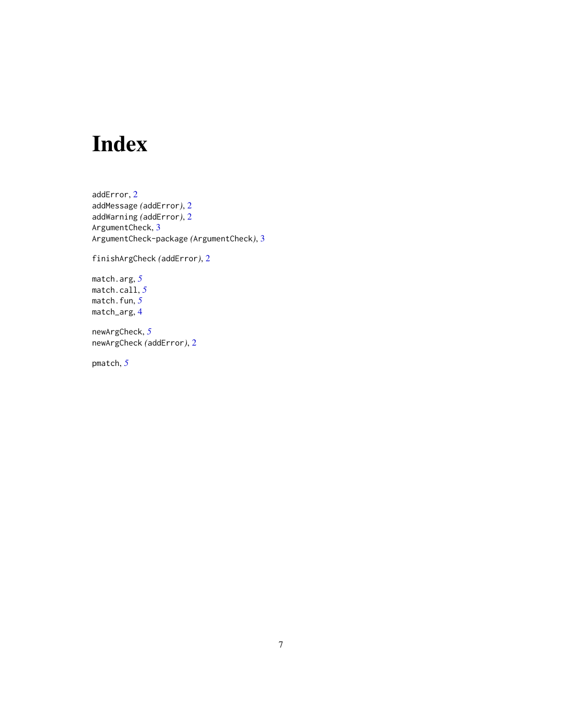# Index

addError, 2
addMessage *(*addError*)*, 2
addWarning *(*addError*)*, 2
ArgumentCheck, 3
ArgumentCheck-package *(*ArgumentCheck*)*, 3

finishArgCheck *(*addError*)*, 2

match.arg, *5*
match.call, *5*
match.fun, *5*
match_arg, 4

newArgCheck, *5*
newArgCheck *(*addError*)*, 2

pmatch, *5*